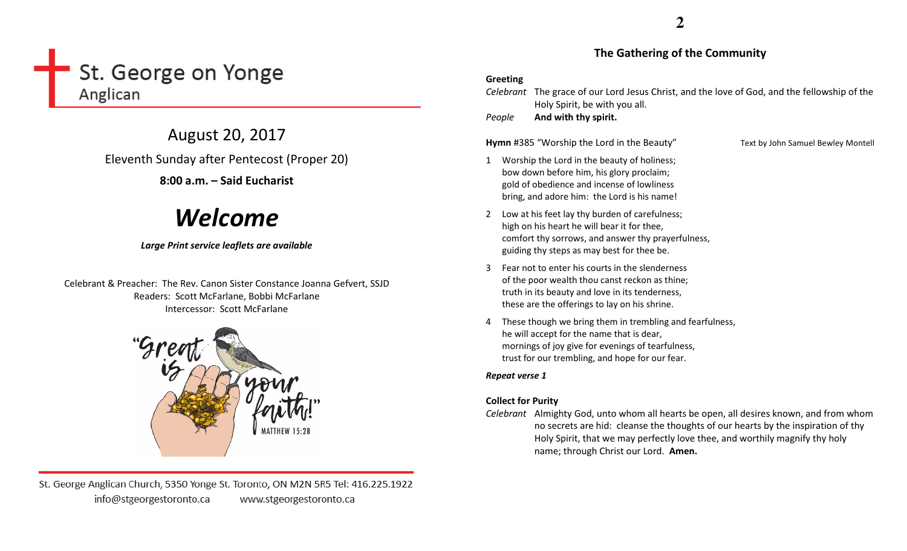# St. George on Yonge
Anglican

## August 20, 2017

Eleventh Sunday after Pentecost (Proper 20)

**8:00 a.m. – Said Eucharist**

# ***Welcome***

***Large Print service leaflets are available***

Celebrant & Preacher: The Rev. Canon Sister Constance Joanna Gefvert, SSJD
Readers: Scott McFarlane, Bobbi McFarlane
Intercessor: Scott McFarlane

"Great is your faith!" MATTHEW 15:28

St. George Anglican Church, 5350 Yonge St. Toronto, ON M2N 5R5 Tel: 416.225.1922
info@stgeorgestoronto.ca www.stgeorgestoronto.ca

## The Gathering of the Community

**Greeting**

*Celebrant* The grace of our Lord Jesus Christ, and the love of God, and the fellowship of the Holy Spirit, be with you all.
*People* **And with thy spirit.**

**Hymn** #385 "Worship the Lord in the Beauty" Text by John Samuel Bewley Montell

1 Worship the Lord in the beauty of holiness;
bow down before him, his glory proclaim;
gold of obedience and incense of lowliness
bring, and adore him: the Lord is his name!

2 Low at his feet lay thy burden of carefulness;
high on his heart he will bear it for thee,
comfort thy sorrows, and answer thy prayerfulness,
guiding thy steps as may best for thee be.

3 Fear not to enter his courts in the slenderness
of the poor wealth thou canst reckon as thine;
truth in its beauty and love in its tenderness,
these are the offerings to lay on his shrine.

4 These though we bring them in trembling and fearfulness,
he will accept for the name that is dear,
mornings of joy give for evenings of tearfulness,
trust for our trembling, and hope for our fear.

***Repeat verse 1***

**Collect for Purity**

*Celebrant* Almighty God, unto whom all hearts be open, all desires known, and from whom no secrets are hid: cleanse the thoughts of our hearts by the inspiration of thy Holy Spirit, that we may perfectly love thee, and worthily magnify thy holy name; through Christ our Lord. **Amen.**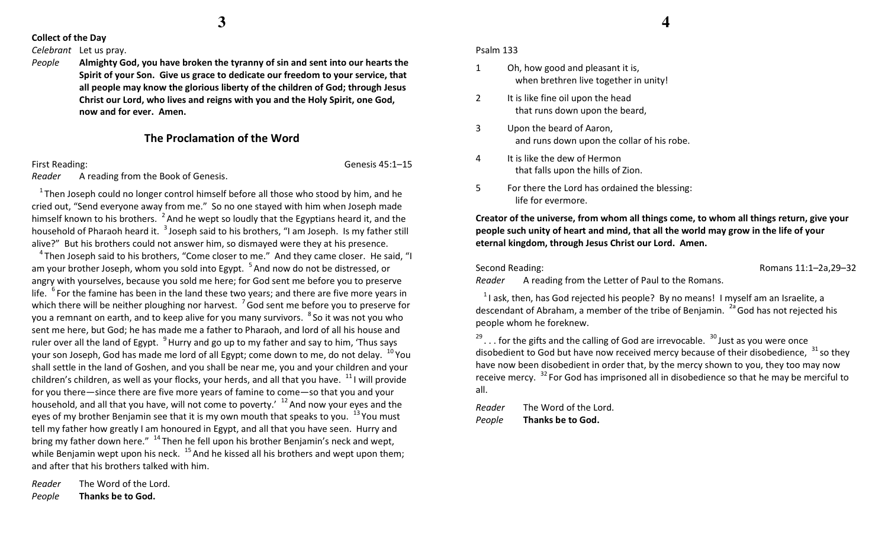**Collect of the Day**

*Celebrant* Let us pray.

*People* **Almighty God, you have broken the tyranny of sin and sent into our hearts the Spirit of your Son. Give us grace to dedicate our freedom to your service, that all people may know the glorious liberty of the children of God; through Jesus Christ our Lord, who lives and reigns with you and the Holy Spirit, one God, now and for ever. Amen.**

## The Proclamation of the Word

First Reading: Genesis 45:1–15

*Reader* A reading from the Book of Genesis.

[1] Then Joseph could no longer control himself before all those who stood by him, and he cried out, "Send everyone away from me." So no one stayed with him when Joseph made himself known to his brothers. [2] And he wept so loudly that the Egyptians heard it, and the household of Pharaoh heard it. [3] Joseph said to his brothers, "I am Joseph. Is my father still alive?" But his brothers could not answer him, so dismayed were they at his presence.

[4] Then Joseph said to his brothers, "Come closer to me." And they came closer. He said, "I am your brother Joseph, whom you sold into Egypt. [5] And now do not be distressed, or angry with yourselves, because you sold me here; for God sent me before you to preserve life. [6] For the famine has been in the land these two years; and there are five more years in which there will be neither ploughing nor harvest. [7] God sent me before you to preserve for you a remnant on earth, and to keep alive for you many survivors. [8] So it was not you who sent me here, but God; he has made me a father to Pharaoh, and lord of all his house and ruler over all the land of Egypt. [9] Hurry and go up to my father and say to him, 'Thus says your son Joseph, God has made me lord of all Egypt; come down to me, do not delay. [10] You shall settle in the land of Goshen, and you shall be near me, you and your children and your children's children, as well as your flocks, your herds, and all that you have. [11] I will provide for you there—since there are five more years of famine to come—so that you and your household, and all that you have, will not come to poverty.' [12] And now your eyes and the eyes of my brother Benjamin see that it is my own mouth that speaks to you. [13] You must tell my father how greatly I am honoured in Egypt, and all that you have seen. Hurry and bring my father down here." [14] Then he fell upon his brother Benjamin's neck and wept, while Benjamin wept upon his neck. [15] And he kissed all his brothers and wept upon them; and after that his brothers talked with him.

*Reader* The Word of the Lord.

*People* **Thanks be to God.**

Psalm 133

1 Oh, how good and pleasant it is,
  when brethren live together in unity!

2 It is like fine oil upon the head
  that runs down upon the beard,

3 Upon the beard of Aaron,
  and runs down upon the collar of his robe.

4 It is like the dew of Hermon
  that falls upon the hills of Zion.

5 For there the Lord has ordained the blessing:
  life for evermore.

**Creator of the universe, from whom all things come, to whom all things return, give your people such unity of heart and mind, that all the world may grow in the life of your eternal kingdom, through Jesus Christ our Lord. Amen.**

Second Reading: Romans 11:1–2a,29–32

*Reader* A reading from the Letter of Paul to the Romans.

[1] I ask, then, has God rejected his people? By no means! I myself am an Israelite, a descendant of Abraham, a member of the tribe of Benjamin. [2a] God has not rejected his people whom he foreknew.

[29] . . . for the gifts and the calling of God are irrevocable. [30] Just as you were once disobedient to God but have now received mercy because of their disobedience, [31] so they have now been disobedient in order that, by the mercy shown to you, they too may now receive mercy. [32] For God has imprisoned all in disobedience so that he may be merciful to all.

*Reader* The Word of the Lord.

*People* **Thanks be to God.**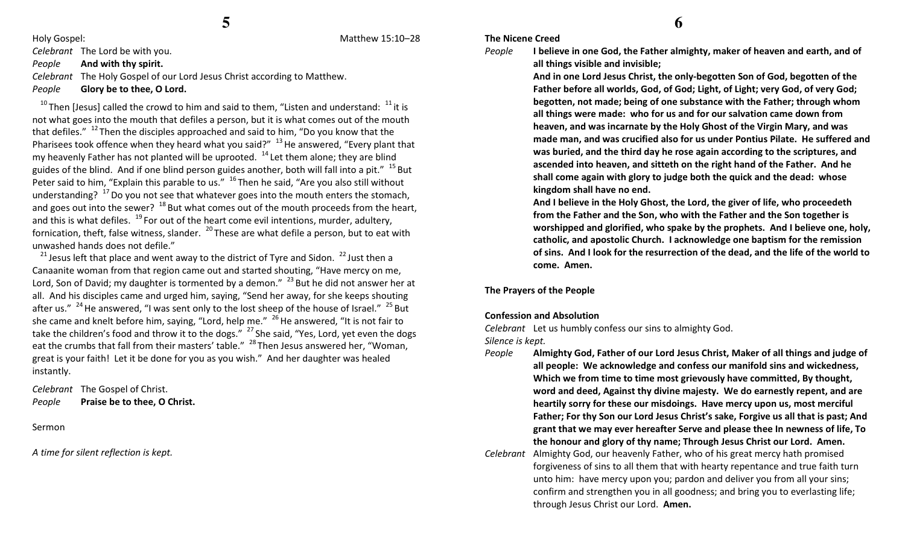Holy Gospel: Matthew 15:10–28

*Celebrant* The Lord be with you.
*People* **And with thy spirit.**
*Celebrant* The Holy Gospel of our Lord Jesus Christ according to Matthew.
*People* **Glory be to thee, O Lord.**

[10] Then [Jesus] called the crowd to him and said to them, "Listen and understand: [11] it is not what goes into the mouth that defiles a person, but it is what comes out of the mouth that defiles." [12] Then the disciples approached and said to him, "Do you know that the Pharisees took offence when they heard what you said?" [13] He answered, "Every plant that my heavenly Father has not planted will be uprooted. [14] Let them alone; they are blind guides of the blind. And if one blind person guides another, both will fall into a pit." [15] But Peter said to him, "Explain this parable to us." [16] Then he said, "Are you also still without understanding? [17] Do you not see that whatever goes into the mouth enters the stomach, and goes out into the sewer? [18] But what comes out of the mouth proceeds from the heart, and this is what defiles. [19] For out of the heart come evil intentions, murder, adultery, fornication, theft, false witness, slander. [20] These are what defile a person, but to eat with unwashed hands does not defile."

[21] Jesus left that place and went away to the district of Tyre and Sidon. [22] Just then a Canaanite woman from that region came out and started shouting, "Have mercy on me, Lord, Son of David; my daughter is tormented by a demon." [23] But he did not answer her at all. And his disciples came and urged him, saying, "Send her away, for she keeps shouting after us." [24] He answered, "I was sent only to the lost sheep of the house of Israel." [25] But she came and knelt before him, saying, "Lord, help me." [26] He answered, "It is not fair to take the children's food and throw it to the dogs." [27] She said, "Yes, Lord, yet even the dogs eat the crumbs that fall from their masters' table." [28] Then Jesus answered her, "Woman, great is your faith! Let it be done for you as you wish." And her daughter was healed instantly.

*Celebrant* The Gospel of Christ.
*People* **Praise be to thee, O Christ.**

Sermon

*A time for silent reflection is kept.*

**The Nicene Creed**

*People* **I believe in one God, the Father almighty, maker of heaven and earth, and of all things visible and invisible;**

**And in one Lord Jesus Christ, the only-begotten Son of God, begotten of the Father before all worlds, God, of God; Light, of Light; very God, of very God; begotten, not made; being of one substance with the Father; through whom all things were made: who for us and for our salvation came down from heaven, and was incarnate by the Holy Ghost of the Virgin Mary, and was made man, and was crucified also for us under Pontius Pilate. He suffered and was buried, and the third day he rose again according to the scriptures, and ascended into heaven, and sitteth on the right hand of the Father. And he shall come again with glory to judge both the quick and the dead: whose kingdom shall have no end.**

**And I believe in the Holy Ghost, the Lord, the giver of life, who proceedeth from the Father and the Son, who with the Father and the Son together is worshipped and glorified, who spake by the prophets. And I believe one, holy, catholic, and apostolic Church. I acknowledge one baptism for the remission of sins. And I look for the resurrection of the dead, and the life of the world to come. Amen.**

**The Prayers of the People**

**Confession and Absolution**

*Celebrant* Let us humbly confess our sins to almighty God.
*Silence is kept.*
*People* **Almighty God, Father of our Lord Jesus Christ, Maker of all things and judge of all people: We acknowledge and confess our manifold sins and wickedness, Which we from time to time most grievously have committed, By thought, word and deed, Against thy divine majesty. We do earnestly repent, and are heartily sorry for these our misdoings. Have mercy upon us, most merciful Father; For thy Son our Lord Jesus Christ's sake, Forgive us all that is past; And grant that we may ever hereafter Serve and please thee In newness of life, To the honour and glory of thy name; Through Jesus Christ our Lord. Amen.**
*Celebrant* Almighty God, our heavenly Father, who of his great mercy hath promised forgiveness of sins to all them that with hearty repentance and true faith turn unto him: have mercy upon you; pardon and deliver you from all your sins; confirm and strengthen you in all goodness; and bring you to everlasting life; through Jesus Christ our Lord. **Amen.**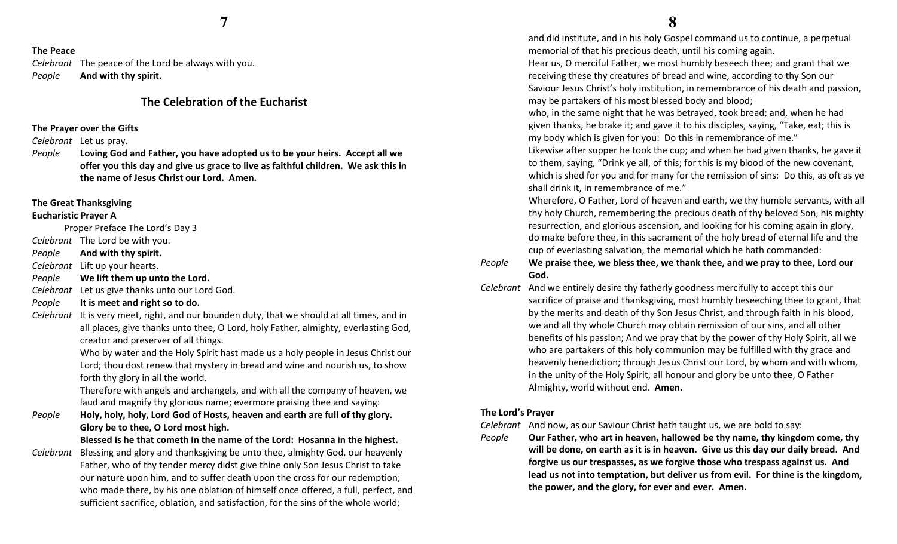**The Peace**

*Celebrant* The peace of the Lord be always with you.
*People* **And with thy spirit.**

## The Celebration of the Eucharist

**The Prayer over the Gifts**

*Celebrant* Let us pray.
*People* **Loving God and Father, you have adopted us to be your heirs. Accept all we offer you this day and give us grace to live as faithful children. We ask this in the name of Jesus Christ our Lord. Amen.**

**The Great Thanksgiving**
**Eucharistic Prayer A**

Proper Preface The Lord's Day 3

*Celebrant* The Lord be with you.
*People* **And with thy spirit.**
*Celebrant* Lift up your hearts.
*People* **We lift them up unto the Lord.**
*Celebrant* Let us give thanks unto our Lord God.
*People* **It is meet and right so to do.**
*Celebrant* It is very meet, right, and our bounden duty, that we should at all times, and in all places, give thanks unto thee, O Lord, holy Father, almighty, everlasting God, creator and preserver of all things.
Who by water and the Holy Spirit hast made us a holy people in Jesus Christ our Lord; thou dost renew that mystery in bread and wine and nourish us, to show forth thy glory in all the world.
Therefore with angels and archangels, and with all the company of heaven, we laud and magnify thy glorious name; evermore praising thee and saying:
*People* **Holy, holy, holy, Lord God of Hosts, heaven and earth are full of thy glory. Glory be to thee, O Lord most high.**
**Blessed is he that cometh in the name of the Lord: Hosanna in the highest.**
*Celebrant* Blessing and glory and thanksgiving be unto thee, almighty God, our heavenly Father, who of thy tender mercy didst give thine only Son Jesus Christ to take our nature upon him, and to suffer death upon the cross for our redemption; who made there, by his one oblation of himself once offered, a full, perfect, and sufficient sacrifice, oblation, and satisfaction, for the sins of the whole world; and did institute, and in his holy Gospel command us to continue, a perpetual memorial of that his precious death, until his coming again.
Hear us, O merciful Father, we most humbly beseech thee; and grant that we receiving these thy creatures of bread and wine, according to thy Son our Saviour Jesus Christ's holy institution, in remembrance of his death and passion, may be partakers of his most blessed body and blood;
who, in the same night that he was betrayed, took bread; and, when he had given thanks, he brake it; and gave it to his disciples, saying, "Take, eat; this is my body which is given for you: Do this in remembrance of me."
Likewise after supper he took the cup; and when he had given thanks, he gave it to them, saying, "Drink ye all, of this; for this is my blood of the new covenant, which is shed for you and for many for the remission of sins: Do this, as oft as ye shall drink it, in remembrance of me."
Wherefore, O Father, Lord of heaven and earth, we thy humble servants, with all thy holy Church, remembering the precious death of thy beloved Son, his mighty resurrection, and glorious ascension, and looking for his coming again in glory, do make before thee, in this sacrament of the holy bread of eternal life and the cup of everlasting salvation, the memorial which he hath commanded:
*People* **We praise thee, we bless thee, we thank thee, and we pray to thee, Lord our God.**
*Celebrant* And we entirely desire thy fatherly goodness mercifully to accept this our sacrifice of praise and thanksgiving, most humbly beseeching thee to grant, that by the merits and death of thy Son Jesus Christ, and through faith in his blood, we and all thy whole Church may obtain remission of our sins, and all other benefits of his passion; And we pray that by the power of thy Holy Spirit, all we who are partakers of this holy communion may be fulfilled with thy grace and heavenly benediction; through Jesus Christ our Lord, by whom and with whom, in the unity of the Holy Spirit, all honour and glory be unto thee, O Father Almighty, world without end. **Amen.**

**The Lord's Prayer**

*Celebrant* And now, as our Saviour Christ hath taught us, we are bold to say:
*People* **Our Father, who art in heaven, hallowed be thy name, thy kingdom come, thy will be done, on earth as it is in heaven. Give us this day our daily bread. And forgive us our trespasses, as we forgive those who trespass against us. And lead us not into temptation, but deliver us from evil. For thine is the kingdom, the power, and the glory, for ever and ever. Amen.**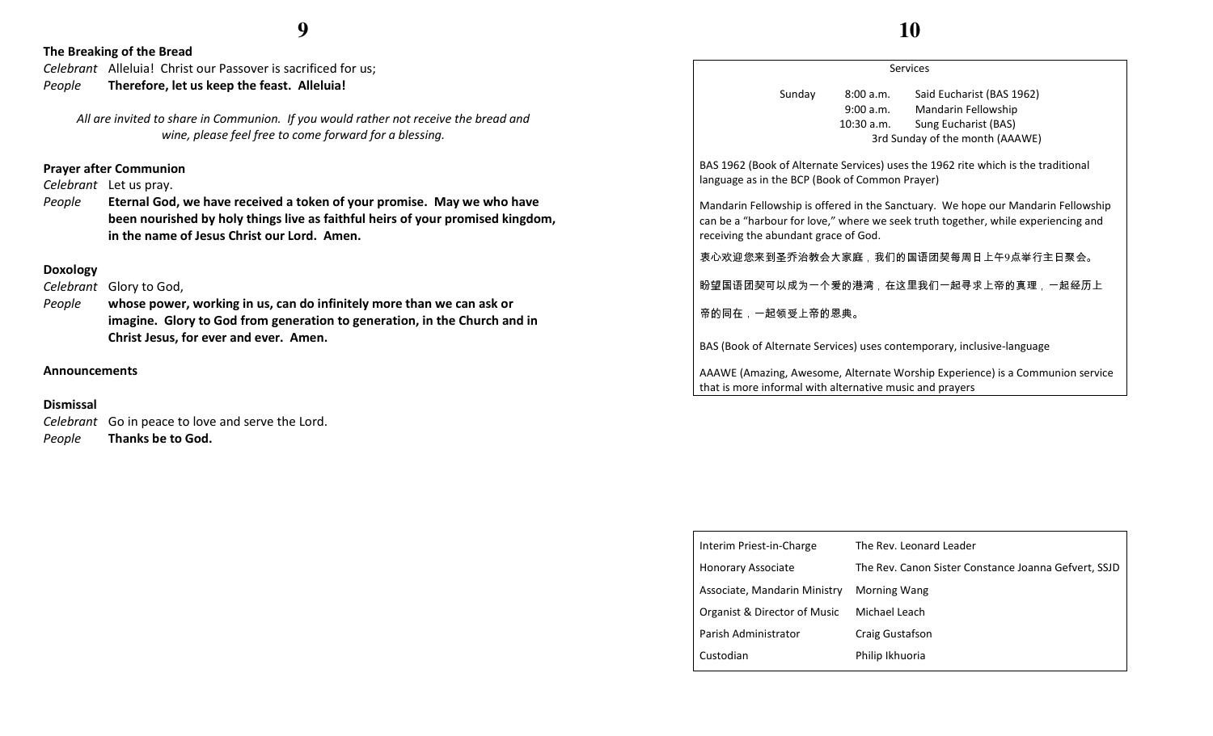**The Breaking of the Bread**

*Celebrant* Alleluia! Christ our Passover is sacrificed for us;

*People* **Therefore, let us keep the feast. Alleluia!**

*All are invited to share in Communion. If you would rather not receive the bread and wine, please feel free to come forward for a blessing.*

**Prayer after Communion**

*Celebrant* Let us pray.

*People* **Eternal God, we have received a token of your promise. May we who have been nourished by holy things live as faithful heirs of your promised kingdom, in the name of Jesus Christ our Lord. Amen.**

**Doxology**

*Celebrant* Glory to God,

*People* **whose power, working in us, can do infinitely more than we can ask or imagine. Glory to God from generation to generation, in the Church and in Christ Jesus, for ever and ever. Amen.**

**Announcements**

**Dismissal**

*Celebrant* Go in peace to love and serve the Lord.

*People* **Thanks be to God.**

Services

| | | |
|---|---|---|
| Sunday | 8:00 a.m. | Said Eucharist (BAS 1962) |
| | 9:00 a.m. | Mandarin Fellowship |
| | 10:30 a.m. | Sung Eucharist (BAS) |
| | | 3rd Sunday of the month (AAAWE) |

BAS 1962 (Book of Alternate Services) uses the 1962 rite which is the traditional language as in the BCP (Book of Common Prayer)

Mandarin Fellowship is offered in the Sanctuary. We hope our Mandarin Fellowship can be a "harbour for love," where we seek truth together, while experiencing and receiving the abundant grace of God.

衷心欢迎您来到圣乔治教会大家庭，我们的国语团契每周日上午9点举行主日聚会。

盼望国语团契可以成为一个爱的港湾，在这里我们一起寻求上帝的真理，一起经历上帝的同在，一起领受上帝的恩典。

BAS (Book of Alternate Services) uses contemporary, inclusive-language

AAAWE (Amazing, Awesome, Alternate Worship Experience) is a Communion service that is more informal with alternative music and prayers

| | |
|---|---|
| Interim Priest-in-Charge | The Rev. Leonard Leader |
| Honorary Associate | The Rev. Canon Sister Constance Joanna Gefvert, SSJD |
| Associate, Mandarin Ministry | Morning Wang |
| Organist & Director of Music | Michael Leach |
| Parish Administrator | Craig Gustafson |
| Custodian | Philip Ikhuoria |